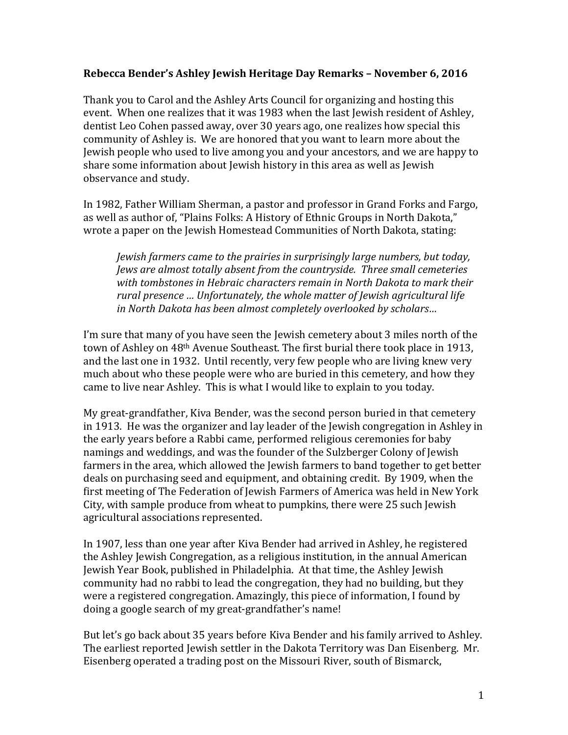**Rebecca Bender's Ashley Jewish Heritage Day Remarks – November 6, 2016**

Thank you to Carol and the Ashley Arts Council for organizing and hosting this event. When one realizes that it was 1983 when the last Jewish resident of Ashley, dentist Leo Cohen passed away, over 30 years ago, one realizes how special this community of Ashley is. We are honored that you want to learn more about the Jewish people who used to live among you and your ancestors, and we are happy to share some information about Jewish history in this area as well as Jewish observance and study.

In 1982, Father William Sherman, a pastor and professor in Grand Forks and Fargo, as well as author of, "Plains Folks: A History of Ethnic Groups in North Dakota," wrote a paper on the Jewish Homestead Communities of North Dakota, stating:

> *Jewish farmers came to the prairies in surprisingly large numbers, but today, Jews are almost totally absent from the countryside. Three small cemeteries with tombstones in Hebraic characters remain in North Dakota to mark their rural presence … Unfortunately, the whole matter of Jewish agricultural life in North Dakota has been almost completely overlooked by scholars…*

I'm sure that many of you have seen the Jewish cemetery about 3 miles north of the town of Ashley on 48th Avenue Southeast. The first burial there took place in 1913, and the last one in 1932. Until recently, very few people who are living knew very much about who these people were who are buried in this cemetery, and how they came to live near Ashley. This is what I would like to explain to you today.

My great-grandfather, Kiva Bender, was the second person buried in that cemetery in 1913. He was the organizer and lay leader of the Jewish congregation in Ashley in the early years before a Rabbi came, performed religious ceremonies for baby namings and weddings, and was the founder of the Sulzberger Colony of Jewish farmers in the area, which allowed the Jewish farmers to band together to get better deals on purchasing seed and equipment, and obtaining credit. By 1909, when the first meeting of The Federation of Jewish Farmers of America was held in New York City, with sample produce from wheat to pumpkins, there were 25 such Jewish agricultural associations represented.

In 1907, less than one year after Kiva Bender had arrived in Ashley, he registered the Ashley Jewish Congregation, as a religious institution, in the annual American Jewish Year Book, published in Philadelphia. At that time, the Ashley Jewish community had no rabbi to lead the congregation, they had no building, but they were a registered congregation. Amazingly, this piece of information, I found by doing a google search of my great-grandfather's name!

But let's go back about 35 years before Kiva Bender and his family arrived to Ashley. The earliest reported Jewish settler in the Dakota Territory was Dan Eisenberg. Mr. Eisenberg operated a trading post on the Missouri River, south of Bismarck,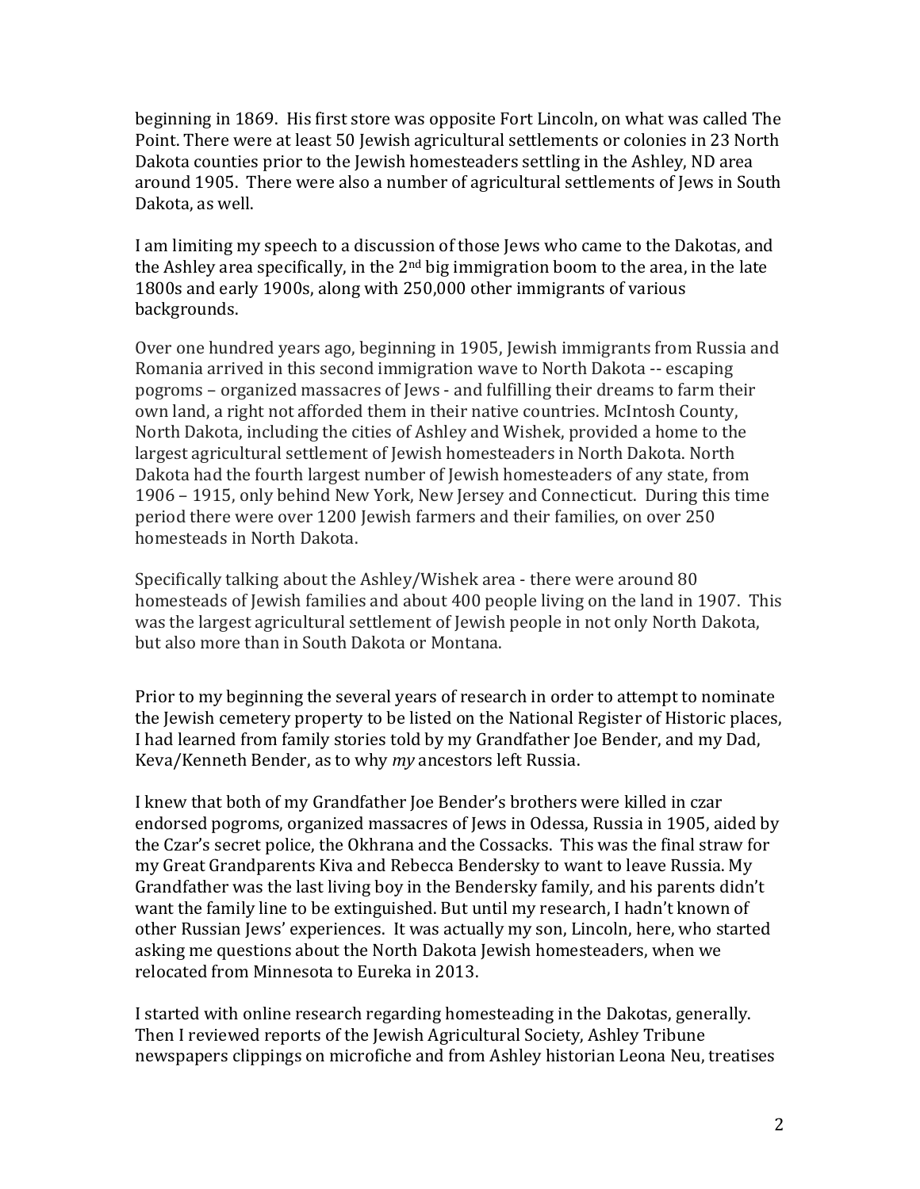beginning in 1869. His first store was opposite Fort Lincoln, on what was called The Point. There were at least 50 Jewish agricultural settlements or colonies in 23 North Dakota counties prior to the Jewish homesteaders settling in the Ashley, ND area around 1905. There were also a number of agricultural settlements of Jews in South Dakota, as well.

I am limiting my speech to a discussion of those Jews who came to the Dakotas, and the Ashley area specifically, in the 2nd big immigration boom to the area, in the late 1800s and early 1900s, along with 250,000 other immigrants of various backgrounds.

Over one hundred years ago, beginning in 1905, Jewish immigrants from Russia and Romania arrived in this second immigration wave to North Dakota -- escaping pogroms – organized massacres of Jews - and fulfilling their dreams to farm their own land, a right not afforded them in their native countries. McIntosh County, North Dakota, including the cities of Ashley and Wishek, provided a home to the largest agricultural settlement of Jewish homesteaders in North Dakota. North Dakota had the fourth largest number of Jewish homesteaders of any state, from 1906 – 1915, only behind New York, New Jersey and Connecticut. During this time period there were over 1200 Jewish farmers and their families, on over 250 homesteads in North Dakota.

Specifically talking about the Ashley/Wishek area - there were around 80 homesteads of Jewish families and about 400 people living on the land in 1907. This was the largest agricultural settlement of Jewish people in not only North Dakota, but also more than in South Dakota or Montana.

Prior to my beginning the several years of research in order to attempt to nominate the Jewish cemetery property to be listed on the National Register of Historic places, I had learned from family stories told by my Grandfather Joe Bender, and my Dad, Keva/Kenneth Bender, as to why *my* ancestors left Russia.

I knew that both of my Grandfather Joe Bender's brothers were killed in czar endorsed pogroms, organized massacres of Jews in Odessa, Russia in 1905, aided by the Czar's secret police, the Okhrana and the Cossacks. This was the final straw for my Great Grandparents Kiva and Rebecca Bendersky to want to leave Russia. My Grandfather was the last living boy in the Bendersky family, and his parents didn't want the family line to be extinguished. But until my research, I hadn't known of other Russian Jews' experiences. It was actually my son, Lincoln, here, who started asking me questions about the North Dakota Jewish homesteaders, when we relocated from Minnesota to Eureka in 2013.

I started with online research regarding homesteading in the Dakotas, generally. Then I reviewed reports of the Jewish Agricultural Society, Ashley Tribune newspapers clippings on microfiche and from Ashley historian Leona Neu, treatises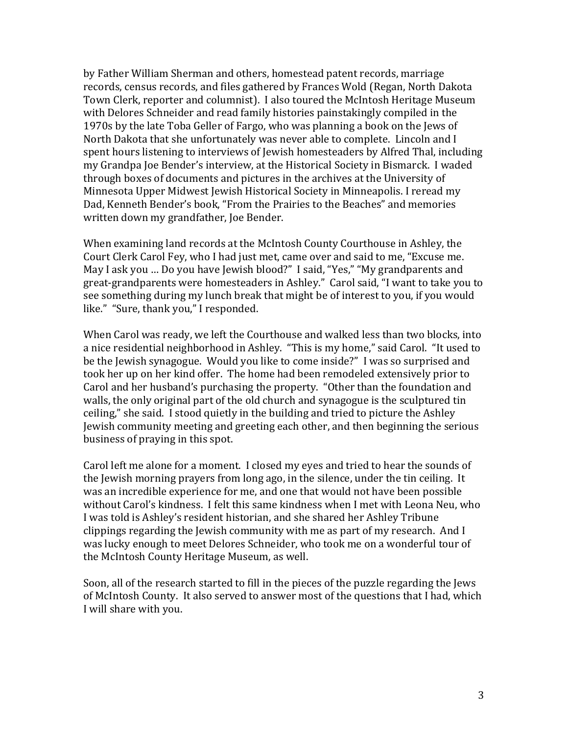by Father William Sherman and others, homestead patent records, marriage records, census records, and files gathered by Frances Wold (Regan, North Dakota Town Clerk, reporter and columnist). I also toured the McIntosh Heritage Museum with Delores Schneider and read family histories painstakingly compiled in the 1970s by the late Toba Geller of Fargo, who was planning a book on the Jews of North Dakota that she unfortunately was never able to complete. Lincoln and I spent hours listening to interviews of Jewish homesteaders by Alfred Thal, including my Grandpa Joe Bender's interview, at the Historical Society in Bismarck. I waded through boxes of documents and pictures in the archives at the University of Minnesota Upper Midwest Jewish Historical Society in Minneapolis. I reread my Dad, Kenneth Bender's book, "From the Prairies to the Beaches" and memories written down my grandfather, Joe Bender.

When examining land records at the McIntosh County Courthouse in Ashley, the Court Clerk Carol Fey, who I had just met, came over and said to me, "Excuse me. May I ask you … Do you have Jewish blood?" I said, "Yes," "My grandparents and great-grandparents were homesteaders in Ashley." Carol said, "I want to take you to see something during my lunch break that might be of interest to you, if you would like." "Sure, thank you," I responded.

When Carol was ready, we left the Courthouse and walked less than two blocks, into a nice residential neighborhood in Ashley. "This is my home," said Carol. "It used to be the Jewish synagogue. Would you like to come inside?" I was so surprised and took her up on her kind offer. The home had been remodeled extensively prior to Carol and her husband's purchasing the property. "Other than the foundation and walls, the only original part of the old church and synagogue is the sculptured tin ceiling," she said. I stood quietly in the building and tried to picture the Ashley Jewish community meeting and greeting each other, and then beginning the serious business of praying in this spot.

Carol left me alone for a moment. I closed my eyes and tried to hear the sounds of the Jewish morning prayers from long ago, in the silence, under the tin ceiling. It was an incredible experience for me, and one that would not have been possible without Carol's kindness. I felt this same kindness when I met with Leona Neu, who I was told is Ashley's resident historian, and she shared her Ashley Tribune clippings regarding the Jewish community with me as part of my research. And I was lucky enough to meet Delores Schneider, who took me on a wonderful tour of the McIntosh County Heritage Museum, as well.

Soon, all of the research started to fill in the pieces of the puzzle regarding the Jews of McIntosh County. It also served to answer most of the questions that I had, which I will share with you.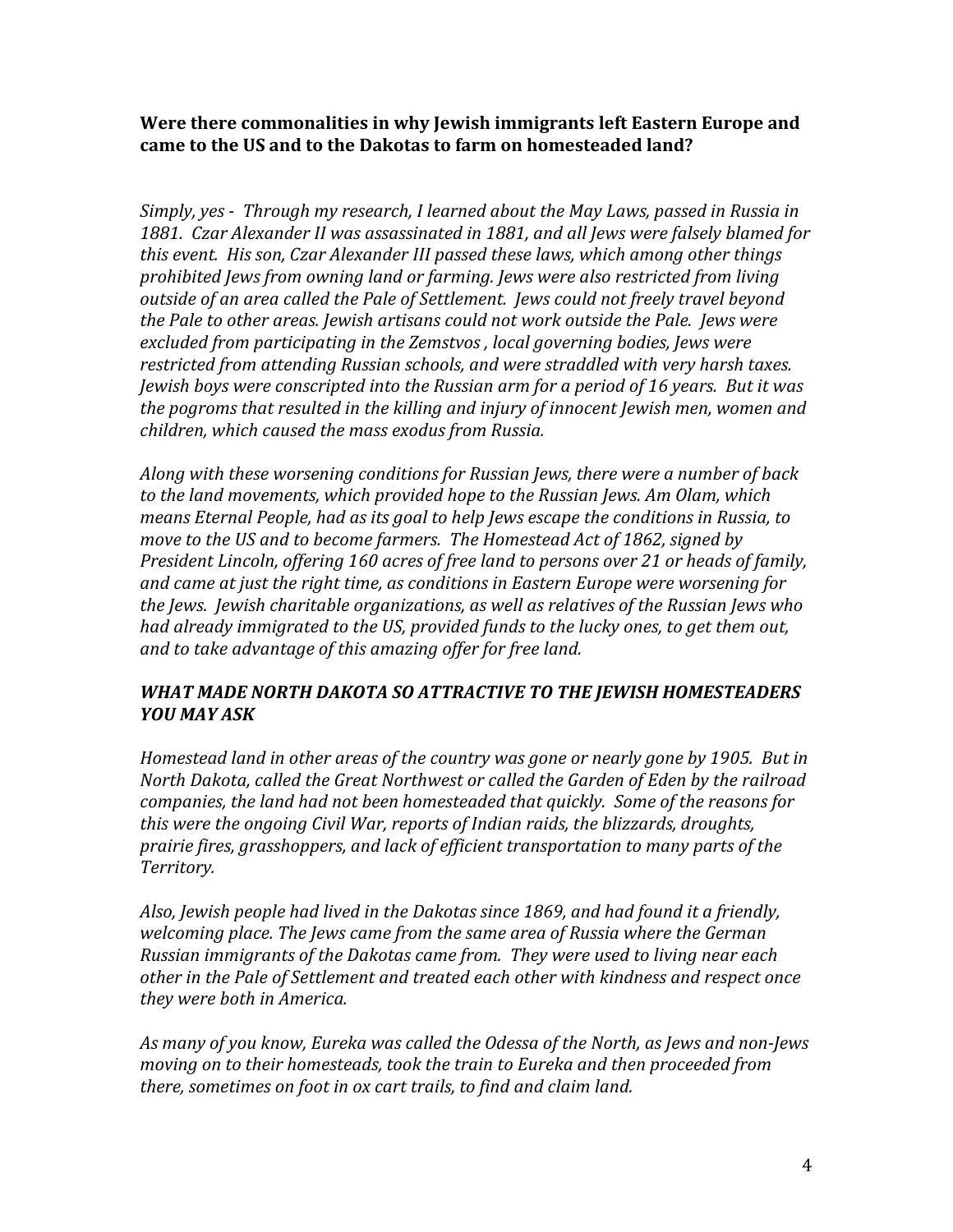**Were there commonalities in why Jewish immigrants left Eastern Europe and came to the US and to the Dakotas to farm on homesteaded land?**

*Simply, yes - Through my research, I learned about the May Laws, passed in Russia in 1881. Czar Alexander II was assassinated in 1881, and all Jews were falsely blamed for this event. His son, Czar Alexander III passed these laws, which among other things prohibited Jews from owning land or farming. Jews were also restricted from living outside of an area called the Pale of Settlement. Jews could not freely travel beyond the Pale to other areas. Jewish artisans could not work outside the Pale. Jews were excluded from participating in the Zemstvos , local governing bodies, Jews were restricted from attending Russian schools, and were straddled with very harsh taxes. Jewish boys were conscripted into the Russian arm for a period of 16 years. But it was the pogroms that resulted in the killing and injury of innocent Jewish men, women and children, which caused the mass exodus from Russia.*

*Along with these worsening conditions for Russian Jews, there were a number of back to the land movements, which provided hope to the Russian Jews. Am Olam, which means Eternal People, had as its goal to help Jews escape the conditions in Russia, to move to the US and to become farmers. The Homestead Act of 1862, signed by President Lincoln, offering 160 acres of free land to persons over 21 or heads of family, and came at just the right time, as conditions in Eastern Europe were worsening for the Jews. Jewish charitable organizations, as well as relatives of the Russian Jews who had already immigrated to the US, provided funds to the lucky ones, to get them out, and to take advantage of this amazing offer for free land.*

***WHAT MADE NORTH DAKOTA SO ATTRACTIVE TO THE JEWISH HOMESTEADERS YOU MAY ASK***

*Homestead land in other areas of the country was gone or nearly gone by 1905. But in North Dakota, called the Great Northwest or called the Garden of Eden by the railroad companies, the land had not been homesteaded that quickly. Some of the reasons for this were the ongoing Civil War, reports of Indian raids, the blizzards, droughts, prairie fires, grasshoppers, and lack of efficient transportation to many parts of the Territory.*

*Also, Jewish people had lived in the Dakotas since 1869, and had found it a friendly, welcoming place. The Jews came from the same area of Russia where the German Russian immigrants of the Dakotas came from. They were used to living near each other in the Pale of Settlement and treated each other with kindness and respect once they were both in America.*

*As many of you know, Eureka was called the Odessa of the North, as Jews and non-Jews moving on to their homesteads, took the train to Eureka and then proceeded from there, sometimes on foot in ox cart trails, to find and claim land.*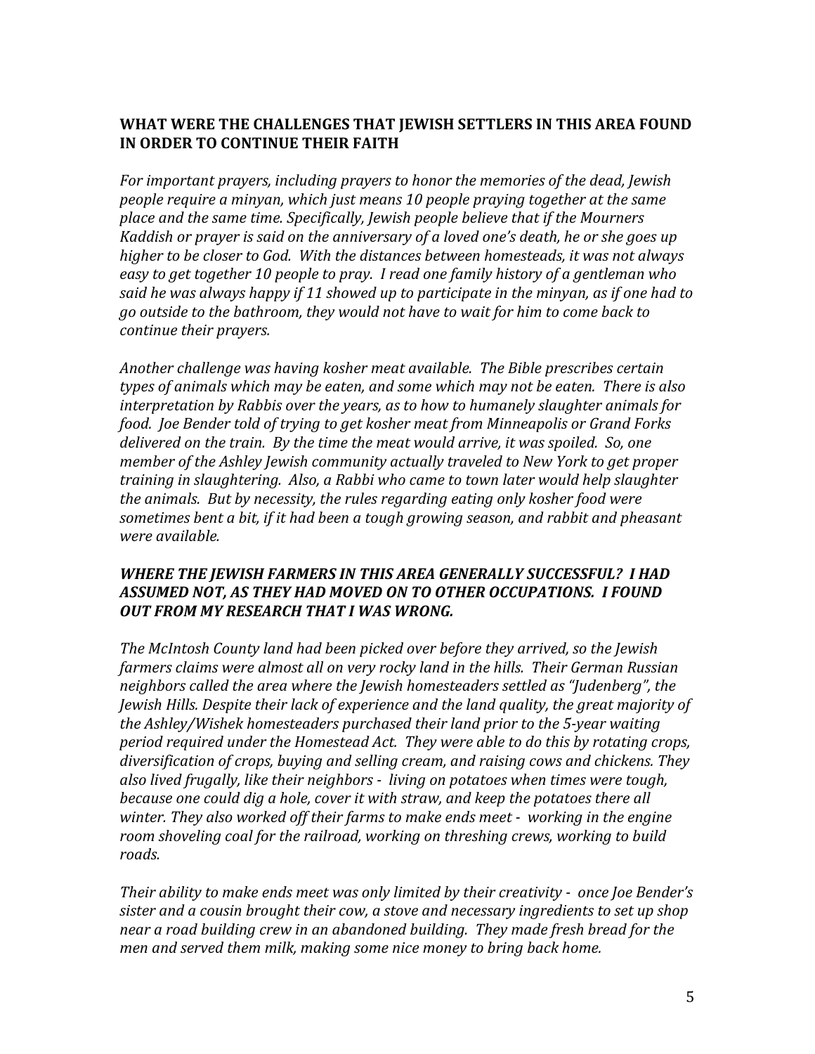**WHAT WERE THE CHALLENGES THAT JEWISH SETTLERS IN THIS AREA FOUND IN ORDER TO CONTINUE THEIR FAITH**

*For important prayers, including prayers to honor the memories of the dead, Jewish people require a minyan, which just means 10 people praying together at the same place and the same time. Specifically, Jewish people believe that if the Mourners Kaddish or prayer is said on the anniversary of a loved one's death, he or she goes up higher to be closer to God. With the distances between homesteads, it was not always easy to get together 10 people to pray. I read one family history of a gentleman who said he was always happy if 11 showed up to participate in the minyan, as if one had to go outside to the bathroom, they would not have to wait for him to come back to continue their prayers.*

*Another challenge was having kosher meat available. The Bible prescribes certain types of animals which may be eaten, and some which may not be eaten. There is also interpretation by Rabbis over the years, as to how to humanely slaughter animals for food. Joe Bender told of trying to get kosher meat from Minneapolis or Grand Forks delivered on the train. By the time the meat would arrive, it was spoiled. So, one member of the Ashley Jewish community actually traveled to New York to get proper training in slaughtering. Also, a Rabbi who came to town later would help slaughter the animals. But by necessity, the rules regarding eating only kosher food were sometimes bent a bit, if it had been a tough growing season, and rabbit and pheasant were available.*

***WHERE THE JEWISH FARMERS IN THIS AREA GENERALLY SUCCESSFUL? I HAD ASSUMED NOT, AS THEY HAD MOVED ON TO OTHER OCCUPATIONS. I FOUND OUT FROM MY RESEARCH THAT I WAS WRONG.***

*The McIntosh County land had been picked over before they arrived, so the Jewish farmers claims were almost all on very rocky land in the hills. Their German Russian neighbors called the area where the Jewish homesteaders settled as "Judenberg", the Jewish Hills. Despite their lack of experience and the land quality, the great majority of the Ashley/Wishek homesteaders purchased their land prior to the 5-year waiting period required under the Homestead Act. They were able to do this by rotating crops, diversification of crops, buying and selling cream, and raising cows and chickens. They also lived frugally, like their neighbors - living on potatoes when times were tough, because one could dig a hole, cover it with straw, and keep the potatoes there all winter. They also worked off their farms to make ends meet - working in the engine room shoveling coal for the railroad, working on threshing crews, working to build roads.*

*Their ability to make ends meet was only limited by their creativity - once Joe Bender's sister and a cousin brought their cow, a stove and necessary ingredients to set up shop near a road building crew in an abandoned building. They made fresh bread for the men and served them milk, making some nice money to bring back home.*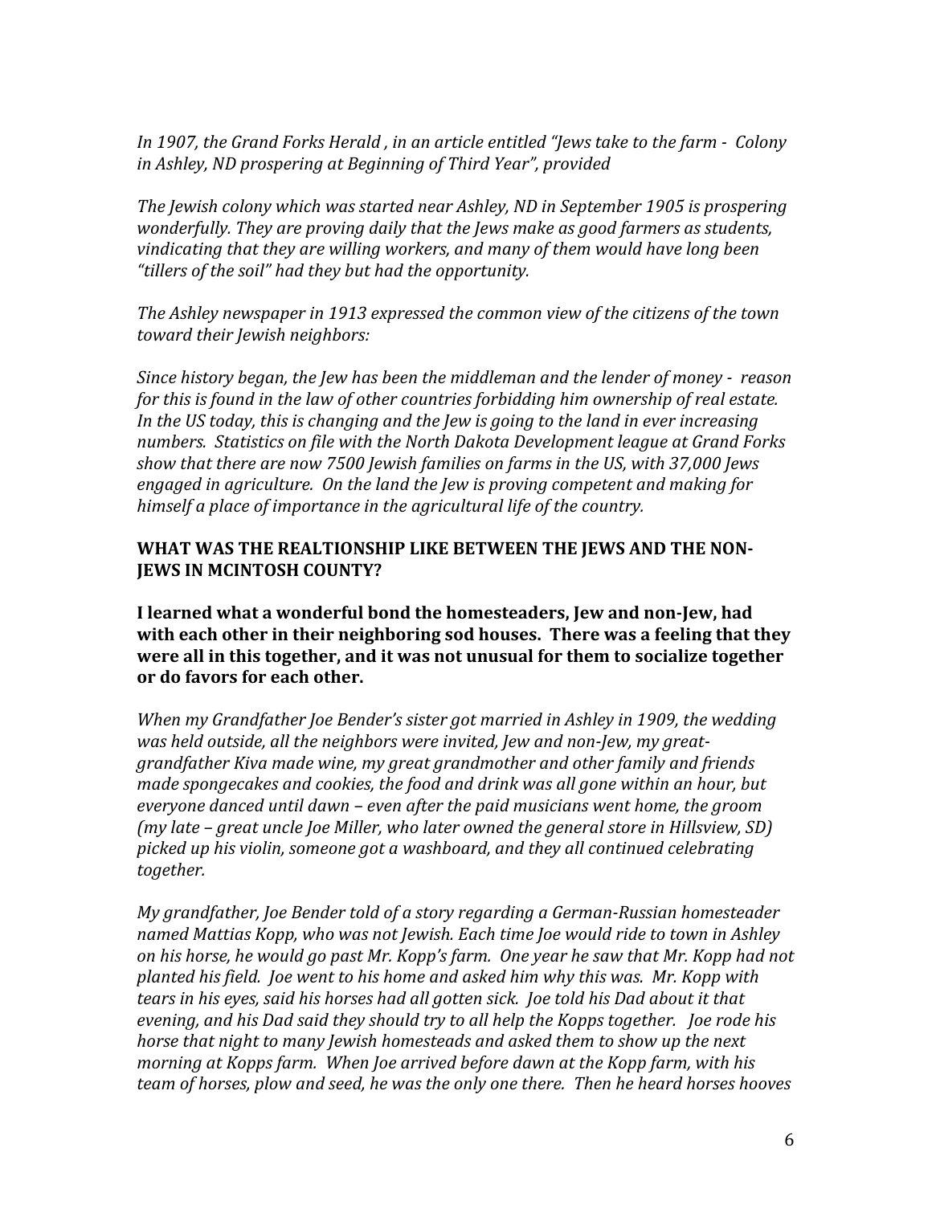*In 1907, the Grand Forks Herald , in an article entitled "Jews take to the farm - Colony in Ashley, ND prospering at Beginning of Third Year", provided*

*The Jewish colony which was started near Ashley, ND in September 1905 is prospering wonderfully. They are proving daily that the Jews make as good farmers as students, vindicating that they are willing workers, and many of them would have long been "tillers of the soil" had they but had the opportunity.*

*The Ashley newspaper in 1913 expressed the common view of the citizens of the town toward their Jewish neighbors:*

*Since history began, the Jew has been the middleman and the lender of money - reason for this is found in the law of other countries forbidding him ownership of real estate. In the US today, this is changing and the Jew is going to the land in ever increasing numbers. Statistics on file with the North Dakota Development league at Grand Forks show that there are now 7500 Jewish families on farms in the US, with 37,000 Jews engaged in agriculture. On the land the Jew is proving competent and making for himself a place of importance in the agricultural life of the country.*

**WHAT WAS THE REALTIONSHIP LIKE BETWEEN THE JEWS AND THE NON-JEWS IN MCINTOSH COUNTY?**

**I learned what a wonderful bond the homesteaders, Jew and non-Jew, had with each other in their neighboring sod houses. There was a feeling that they were all in this together, and it was not unusual for them to socialize together or do favors for each other.**

*When my Grandfather Joe Bender's sister got married in Ashley in 1909, the wedding was held outside, all the neighbors were invited, Jew and non-Jew, my great-grandfather Kiva made wine, my great grandmother and other family and friends made spongecakes and cookies, the food and drink was all gone within an hour, but everyone danced until dawn – even after the paid musicians went home, the groom (my late – great uncle Joe Miller, who later owned the general store in Hillsview, SD) picked up his violin, someone got a washboard, and they all continued celebrating together.*

*My grandfather, Joe Bender told of a story regarding a German-Russian homesteader named Mattias Kopp, who was not Jewish. Each time Joe would ride to town in Ashley on his horse, he would go past Mr. Kopp's farm. One year he saw that Mr. Kopp had not planted his field. Joe went to his home and asked him why this was. Mr. Kopp with tears in his eyes, said his horses had all gotten sick. Joe told his Dad about it that evening, and his Dad said they should try to all help the Kopps together. Joe rode his horse that night to many Jewish homesteads and asked them to show up the next morning at Kopps farm. When Joe arrived before dawn at the Kopp farm, with his team of horses, plow and seed, he was the only one there. Then he heard horses hooves*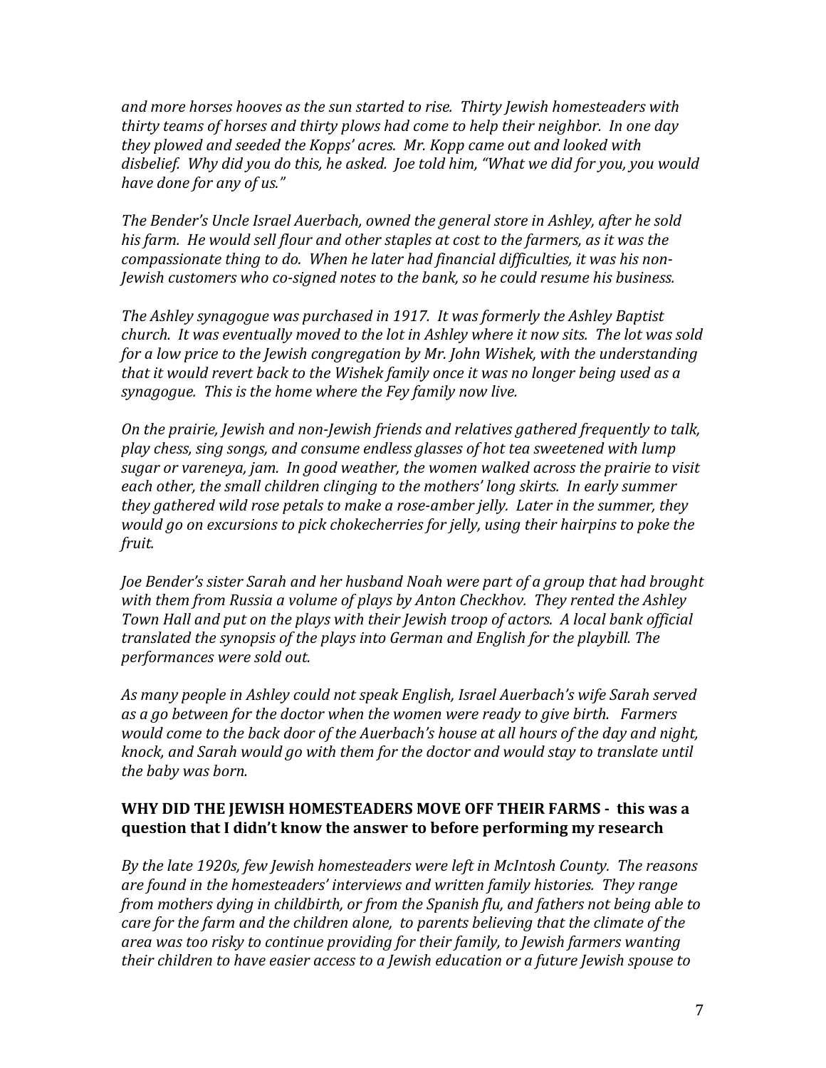*and more horses hooves as the sun started to rise. Thirty Jewish homesteaders with thirty teams of horses and thirty plows had come to help their neighbor. In one day they plowed and seeded the Kopps' acres. Mr. Kopp came out and looked with disbelief. Why did you do this, he asked. Joe told him, "What we did for you, you would have done for any of us."*

*The Bender's Uncle Israel Auerbach, owned the general store in Ashley, after he sold his farm. He would sell flour and other staples at cost to the farmers, as it was the compassionate thing to do. When he later had financial difficulties, it was his non-Jewish customers who co-signed notes to the bank, so he could resume his business.*

*The Ashley synagogue was purchased in 1917. It was formerly the Ashley Baptist church. It was eventually moved to the lot in Ashley where it now sits. The lot was sold for a low price to the Jewish congregation by Mr. John Wishek, with the understanding that it would revert back to the Wishek family once it was no longer being used as a synagogue. This is the home where the Fey family now live.*

*On the prairie, Jewish and non-Jewish friends and relatives gathered frequently to talk, play chess, sing songs, and consume endless glasses of hot tea sweetened with lump sugar or vareneya, jam. In good weather, the women walked across the prairie to visit each other, the small children clinging to the mothers' long skirts. In early summer they gathered wild rose petals to make a rose-amber jelly. Later in the summer, they would go on excursions to pick chokecherries for jelly, using their hairpins to poke the fruit.*

*Joe Bender's sister Sarah and her husband Noah were part of a group that had brought with them from Russia a volume of plays by Anton Checkhov. They rented the Ashley Town Hall and put on the plays with their Jewish troop of actors. A local bank official translated the synopsis of the plays into German and English for the playbill. The performances were sold out.*

*As many people in Ashley could not speak English, Israel Auerbach's wife Sarah served as a go between for the doctor when the women were ready to give birth. Farmers would come to the back door of the Auerbach's house at all hours of the day and night, knock, and Sarah would go with them for the doctor and would stay to translate until the baby was born.*

**WHY DID THE JEWISH HOMESTEADERS MOVE OFF THEIR FARMS - this was a question that I didn't know the answer to before performing my research**

*By the late 1920s, few Jewish homesteaders were left in McIntosh County. The reasons are found in the homesteaders' interviews and written family histories. They range from mothers dying in childbirth, or from the Spanish flu, and fathers not being able to care for the farm and the children alone, to parents believing that the climate of the area was too risky to continue providing for their family, to Jewish farmers wanting their children to have easier access to a Jewish education or a future Jewish spouse to*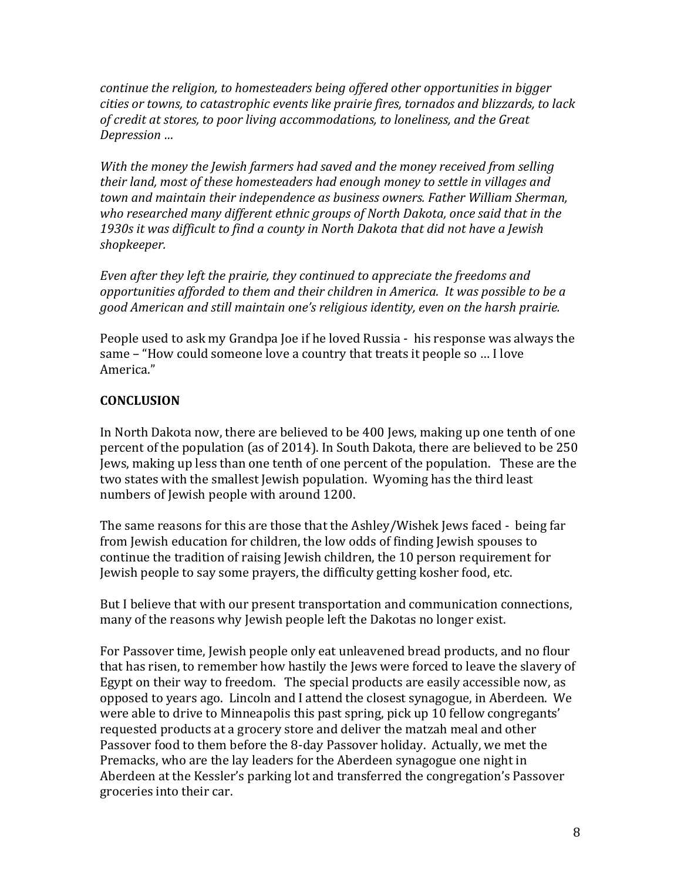*continue the religion, to homesteaders being offered other opportunities in bigger cities or towns, to catastrophic events like prairie fires, tornados and blizzards, to lack of credit at stores, to poor living accommodations, to loneliness, and the Great Depression …*

*With the money the Jewish farmers had saved and the money received from selling their land, most of these homesteaders had enough money to settle in villages and town and maintain their independence as business owners. Father William Sherman, who researched many different ethnic groups of North Dakota, once said that in the 1930s it was difficult to find a county in North Dakota that did not have a Jewish shopkeeper.*

*Even after they left the prairie, they continued to appreciate the freedoms and opportunities afforded to them and their children in America. It was possible to be a good American and still maintain one's religious identity, even on the harsh prairie.*

People used to ask my Grandpa Joe if he loved Russia - his response was always the same – "How could someone love a country that treats it people so … I love America."

**CONCLUSION**

In North Dakota now, there are believed to be 400 Jews, making up one tenth of one percent of the population (as of 2014). In South Dakota, there are believed to be 250 Jews, making up less than one tenth of one percent of the population. These are the two states with the smallest Jewish population. Wyoming has the third least numbers of Jewish people with around 1200.

The same reasons for this are those that the Ashley/Wishek Jews faced - being far from Jewish education for children, the low odds of finding Jewish spouses to continue the tradition of raising Jewish children, the 10 person requirement for Jewish people to say some prayers, the difficulty getting kosher food, etc.

But I believe that with our present transportation and communication connections, many of the reasons why Jewish people left the Dakotas no longer exist.

For Passover time, Jewish people only eat unleavened bread products, and no flour that has risen, to remember how hastily the Jews were forced to leave the slavery of Egypt on their way to freedom. The special products are easily accessible now, as opposed to years ago. Lincoln and I attend the closest synagogue, in Aberdeen. We were able to drive to Minneapolis this past spring, pick up 10 fellow congregants' requested products at a grocery store and deliver the matzah meal and other Passover food to them before the 8-day Passover holiday. Actually, we met the Premacks, who are the lay leaders for the Aberdeen synagogue one night in Aberdeen at the Kessler's parking lot and transferred the congregation's Passover groceries into their car.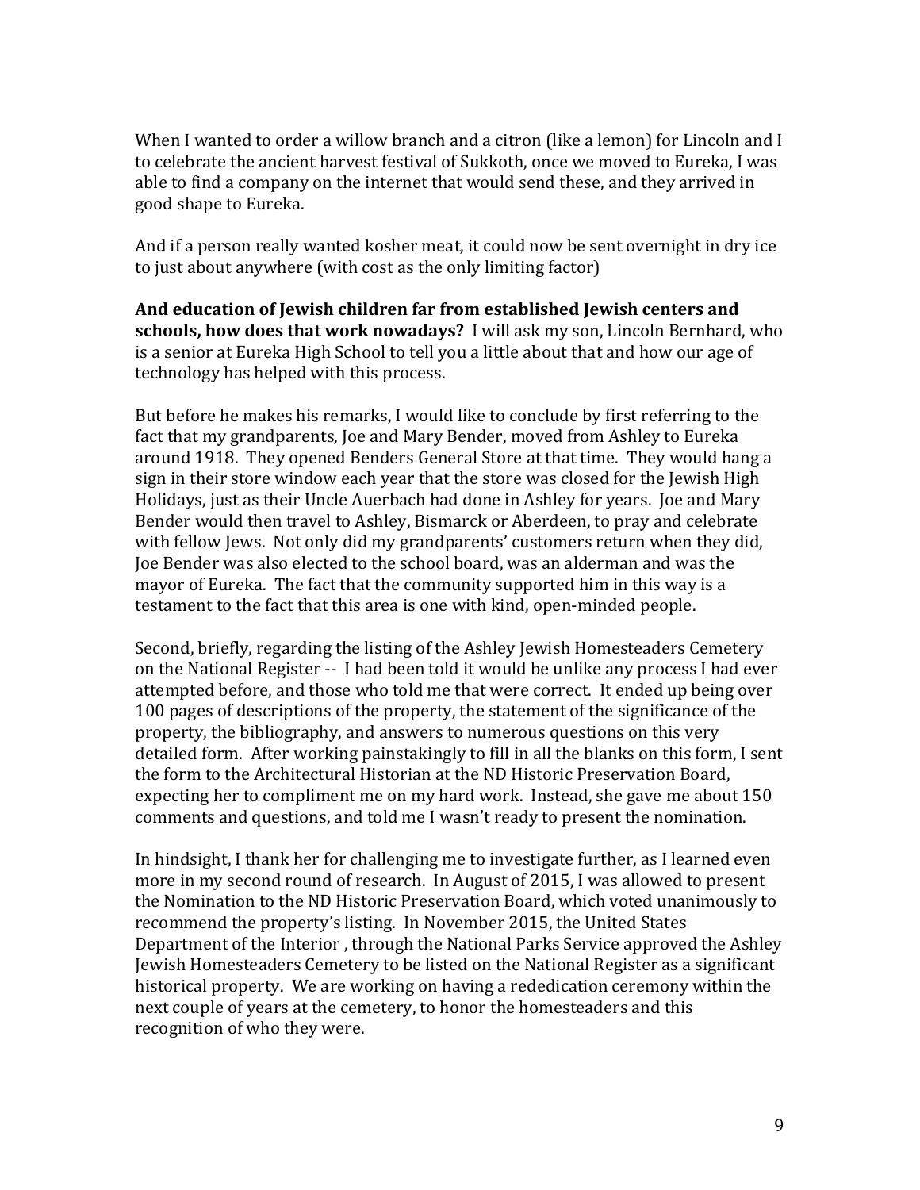When I wanted to order a willow branch and a citron (like a lemon) for Lincoln and I to celebrate the ancient harvest festival of Sukkoth, once we moved to Eureka, I was able to find a company on the internet that would send these, and they arrived in good shape to Eureka.

And if a person really wanted kosher meat, it could now be sent overnight in dry ice to just about anywhere (with cost as the only limiting factor)

**And education of Jewish children far from established Jewish centers and schools, how does that work nowadays?** I will ask my son, Lincoln Bernhard, who is a senior at Eureka High School to tell you a little about that and how our age of technology has helped with this process.

But before he makes his remarks, I would like to conclude by first referring to the fact that my grandparents, Joe and Mary Bender, moved from Ashley to Eureka around 1918. They opened Benders General Store at that time. They would hang a sign in their store window each year that the store was closed for the Jewish High Holidays, just as their Uncle Auerbach had done in Ashley for years. Joe and Mary Bender would then travel to Ashley, Bismarck or Aberdeen, to pray and celebrate with fellow Jews. Not only did my grandparents' customers return when they did, Joe Bender was also elected to the school board, was an alderman and was the mayor of Eureka. The fact that the community supported him in this way is a testament to the fact that this area is one with kind, open-minded people.

Second, briefly, regarding the listing of the Ashley Jewish Homesteaders Cemetery on the National Register -- I had been told it would be unlike any process I had ever attempted before, and those who told me that were correct. It ended up being over 100 pages of descriptions of the property, the statement of the significance of the property, the bibliography, and answers to numerous questions on this very detailed form. After working painstakingly to fill in all the blanks on this form, I sent the form to the Architectural Historian at the ND Historic Preservation Board, expecting her to compliment me on my hard work. Instead, she gave me about 150 comments and questions, and told me I wasn't ready to present the nomination.

In hindsight, I thank her for challenging me to investigate further, as I learned even more in my second round of research. In August of 2015, I was allowed to present the Nomination to the ND Historic Preservation Board, which voted unanimously to recommend the property's listing. In November 2015, the United States Department of the Interior , through the National Parks Service approved the Ashley Jewish Homesteaders Cemetery to be listed on the National Register as a significant historical property. We are working on having a rededication ceremony within the next couple of years at the cemetery, to honor the homesteaders and this recognition of who they were.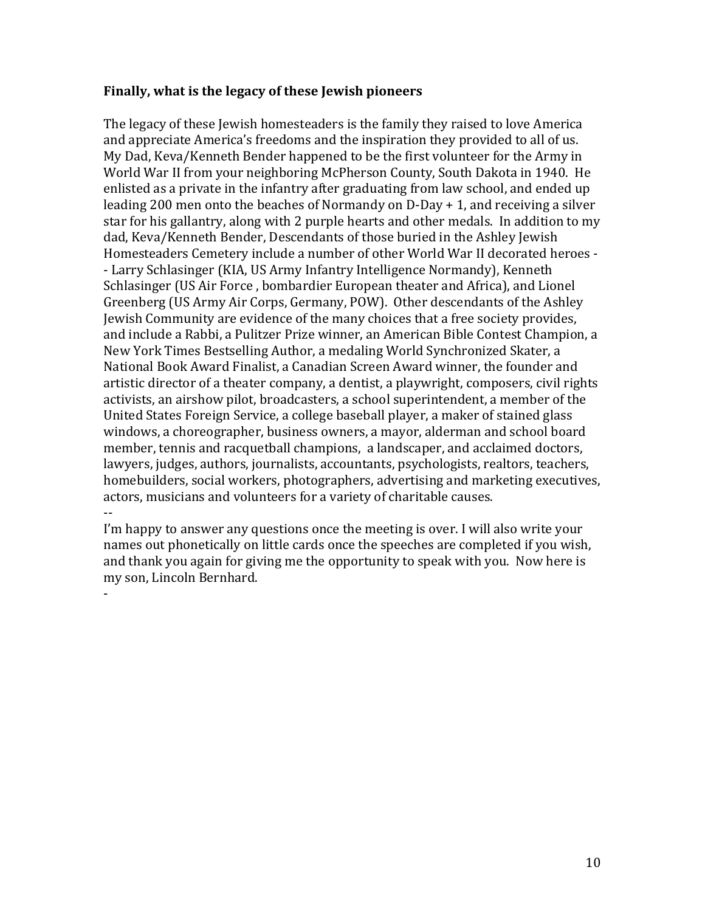**Finally, what is the legacy of these Jewish pioneers**

The legacy of these Jewish homesteaders is the family they raised to love America and appreciate America's freedoms and the inspiration they provided to all of us. My Dad, Keva/Kenneth Bender happened to be the first volunteer for the Army in World War II from your neighboring McPherson County, South Dakota in 1940. He enlisted as a private in the infantry after graduating from law school, and ended up leading 200 men onto the beaches of Normandy on D-Day + 1, and receiving a silver star for his gallantry, along with 2 purple hearts and other medals. In addition to my dad, Keva/Kenneth Bender, Descendants of those buried in the Ashley Jewish Homesteaders Cemetery include a number of other World War II decorated heroes -- Larry Schlasinger (KIA, US Army Infantry Intelligence Normandy), Kenneth Schlasinger (US Air Force , bombardier European theater and Africa), and Lionel Greenberg (US Army Air Corps, Germany, POW). Other descendants of the Ashley Jewish Community are evidence of the many choices that a free society provides, and include a Rabbi, a Pulitzer Prize winner, an American Bible Contest Champion, a New York Times Bestselling Author, a medaling World Synchronized Skater, a National Book Award Finalist, a Canadian Screen Award winner, the founder and artistic director of a theater company, a dentist, a playwright, composers, civil rights activists, an airshow pilot, broadcasters, a school superintendent, a member of the United States Foreign Service, a college baseball player, a maker of stained glass windows, a choreographer, business owners, a mayor, alderman and school board member, tennis and racquetball champions, a landscaper, and acclaimed doctors, lawyers, judges, authors, journalists, accountants, psychologists, realtors, teachers, homebuilders, social workers, photographers, advertising and marketing executives, actors, musicians and volunteers for a variety of charitable causes.

--

I'm happy to answer any questions once the meeting is over. I will also write your names out phonetically on little cards once the speeches are completed if you wish, and thank you again for giving me the opportunity to speak with you. Now here is my son, Lincoln Bernhard.

-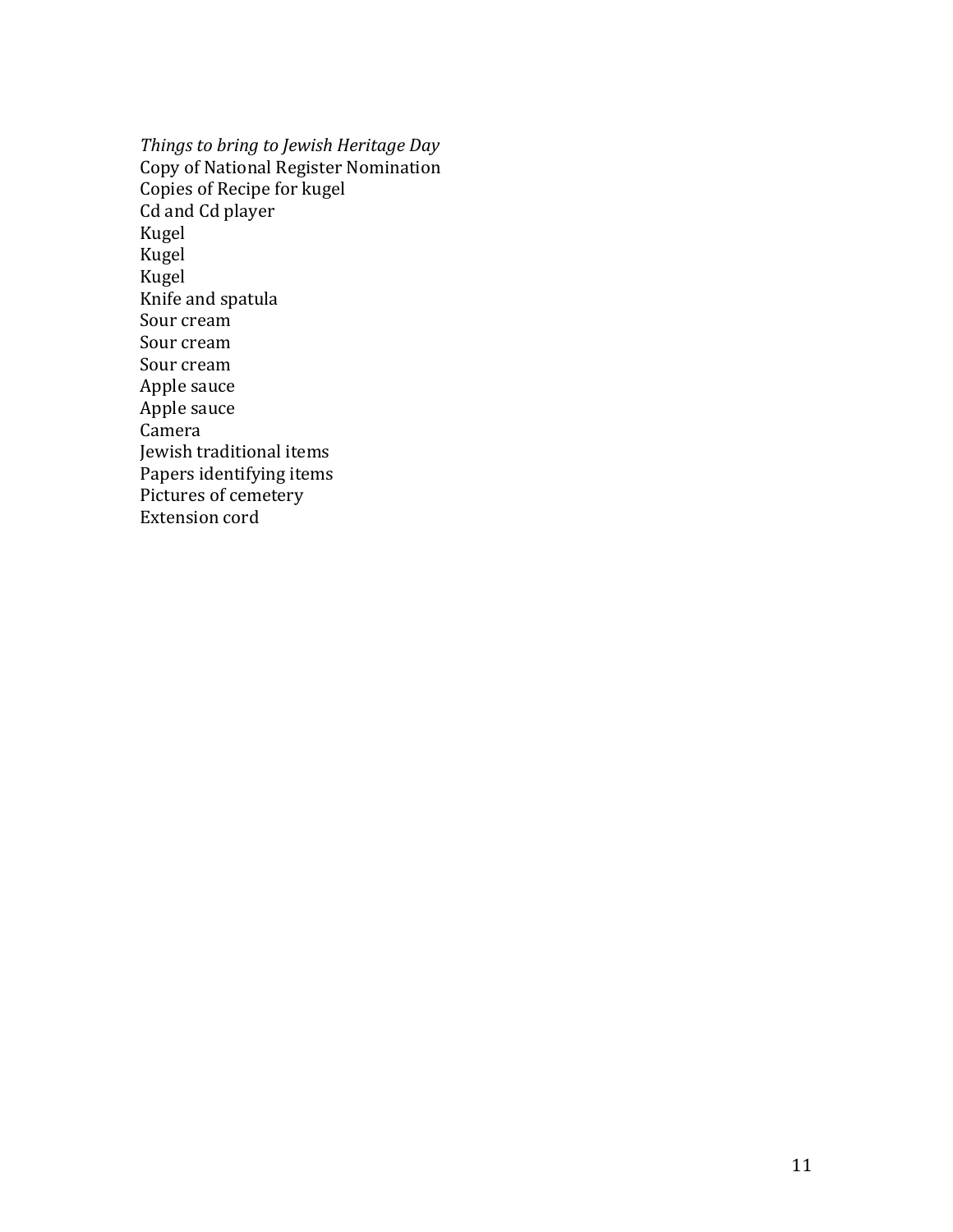*Things to bring to Jewish Heritage Day*
Copy of National Register Nomination
Copies of Recipe for kugel
Cd and Cd player
Kugel
Kugel
Kugel
Knife and spatula
Sour cream
Sour cream
Sour cream
Apple sauce
Apple sauce
Camera
Jewish traditional items
Papers identifying items
Pictures of cemetery
Extension cord